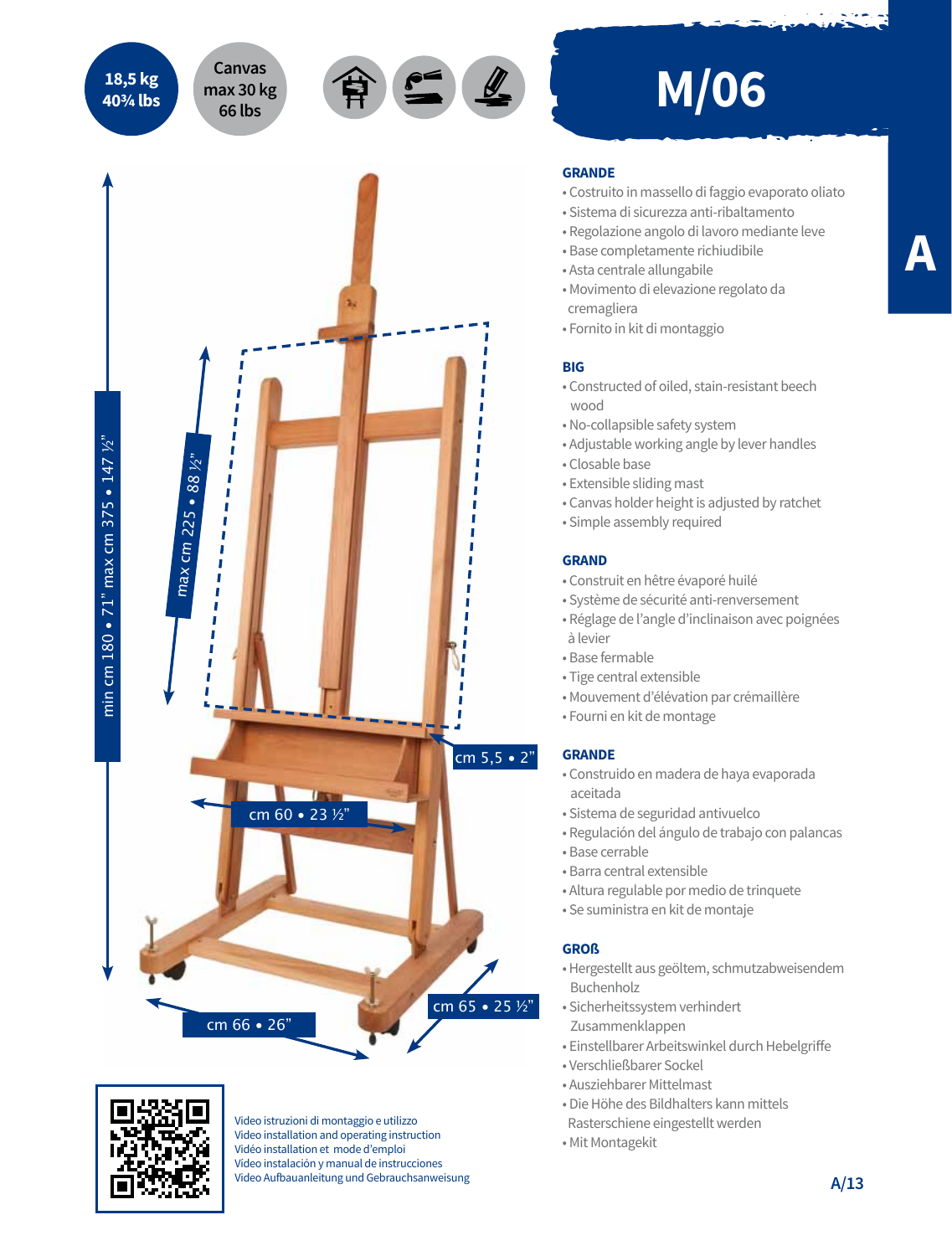18,5 kg
40¾ lbs

Canvas
max 30 kg
66 lbs

# M/06

min cm 180 • 71" max cm 375 • 147 ½"

max cm 225 • 88 ½"

cm 5,5 • 2"

cm 60 • 23 ½"

cm 66 • 26"

cm 65 • 25 ½"

Video istruzioni di montaggio e utilizzo
Video installation and operating instruction
Vidéo installation et mode d'emploi
Vídeo instalación y manual de instrucciones
Video Aufbauanleitung und Gebrauchsanweisung

### GRANDE

- Costruito in massello di faggio evaporato oliato
- Sistema di sicurezza anti-ribaltamento
- Regolazione angolo di lavoro mediante leve
- Base completamente richiudibile
- Asta centrale allungabile
- Movimento di elevazione regolato da cremagliera
- Fornito in kit di montaggio

### BIG

- Constructed of oiled, stain-resistant beech wood
- No-collapsible safety system
- Adjustable working angle by lever handles
- Closable base
- Extensible sliding mast
- Canvas holder height is adjusted by ratchet
- Simple assembly required

### GRAND

- Construit en hêtre évaporé huilé
- Système de sécurité anti-renversement
- Réglage de l'angle d'inclinaison avec poignées à levier
- Base fermable
- Tige central extensible
- Mouvement d'élévation par crémaillère
- Fourni en kit de montage

### GRANDE

- Construido en madera de haya evaporada aceitada
- Sistema de seguridad antivuelco
- Regulación del ángulo de trabajo con palancas
- Base cerrable
- Barra central extensible
- Altura regulable por medio de trinquete
- Se suministra en kit de montaje

### GROß

- Hergestellt aus geöltem, schmutzabweisendem Buchenholz
- Sicherheitssystem verhindert Zusammenklappen
- Einstellbarer Arbeitswinkel durch Hebelgriffe
- Verschließbarer Sockel
- Ausziehbarer Mittelmast
- Die Höhe des Bildhalters kann mittels Rasterschiene eingestellt werden
- Mit Montagekit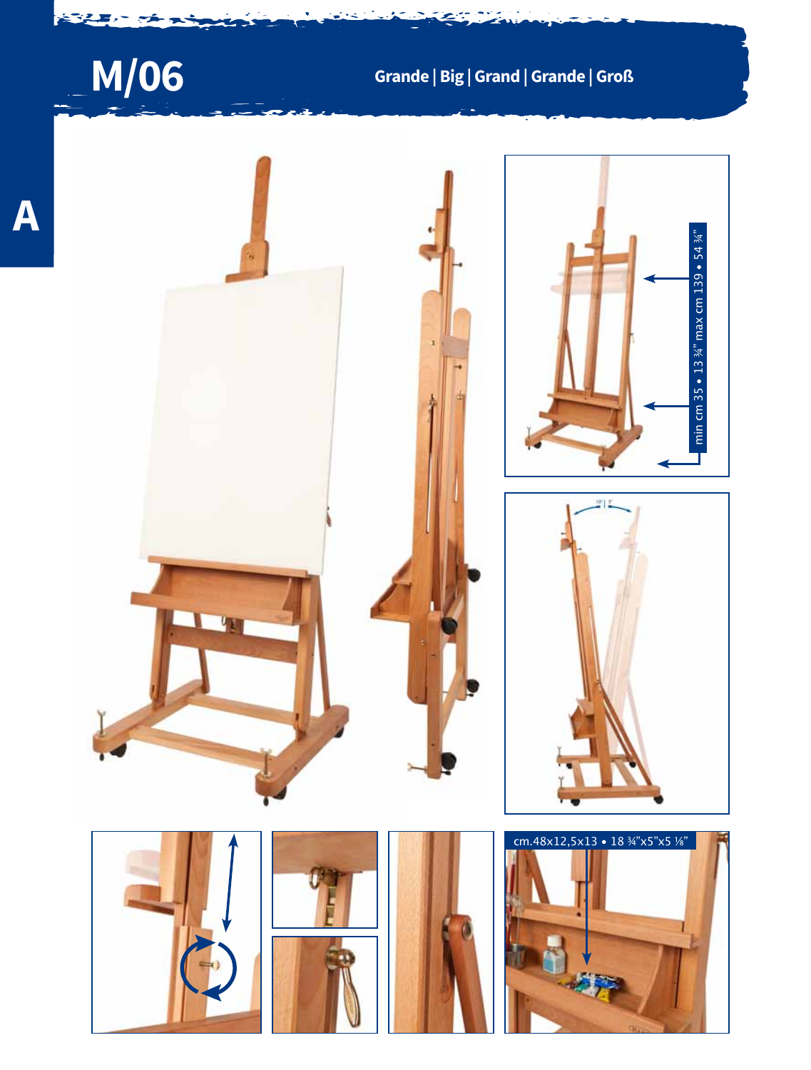# M/06

Grande | Big | Grand | Grande | Groß

A

min cm 35 • 13 ¾" max cm 139 • 54 ¾"

cm.48x12,5x13 • 18 ¾"x5"x5 ⅛"